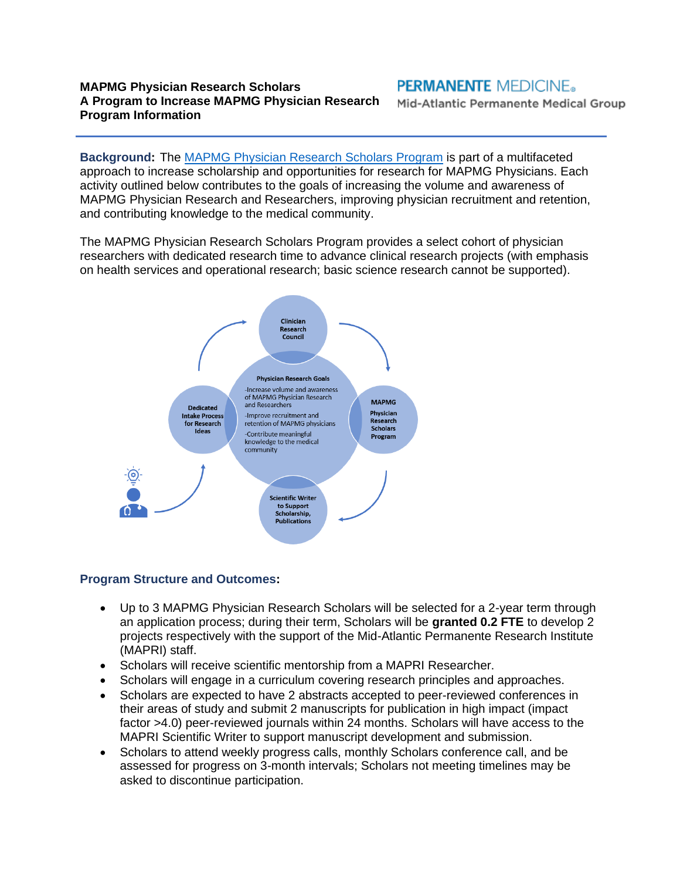**MAPMG Physician Research Scholars**
**A Program to Increase MAPMG Physician Research**
**Program Information**

PERMANENTE MEDICINE®
Mid-Atlantic Permanente Medical Group

**Background:** The MAPMG Physician Research Scholars Program is part of a multifaceted approach to increase scholarship and opportunities for research for MAPMG Physicians. Each activity outlined below contributes to the goals of increasing the volume and awareness of MAPMG Physician Research and Researchers, improving physician recruitment and retention, and contributing knowledge to the medical community.

The MAPMG Physician Research Scholars Program provides a select cohort of physician researchers with dedicated research time to advance clinical research projects (with emphasis on health services and operational research; basic science research cannot be supported).

Clinician Research Council

Physician Research Goals
-Increase volume and awareness of MAPMG Physician Research and Researchers
-Improve recruitment and retention of MAPMG physicians
-Contribute meaningful knowledge to the medical community

Dedicated Intake Process for Research Ideas

MAPMG Physician Research Scholars Program

Scientific Writer to Support Scholarship, Publications

**Program Structure and Outcomes:**

- Up to 3 MAPMG Physician Research Scholars will be selected for a 2-year term through an application process; during their term, Scholars will be **granted 0.2 FTE** to develop 2 projects respectively with the support of the Mid-Atlantic Permanente Research Institute (MAPRI) staff.
- Scholars will receive scientific mentorship from a MAPRI Researcher.
- Scholars will engage in a curriculum covering research principles and approaches.
- Scholars are expected to have 2 abstracts accepted to peer-reviewed conferences in their areas of study and submit 2 manuscripts for publication in high impact (impact factor >4.0) peer-reviewed journals within 24 months. Scholars will have access to the MAPRI Scientific Writer to support manuscript development and submission.
- Scholars to attend weekly progress calls, monthly Scholars conference call, and be assessed for progress on 3-month intervals; Scholars not meeting timelines may be asked to discontinue participation.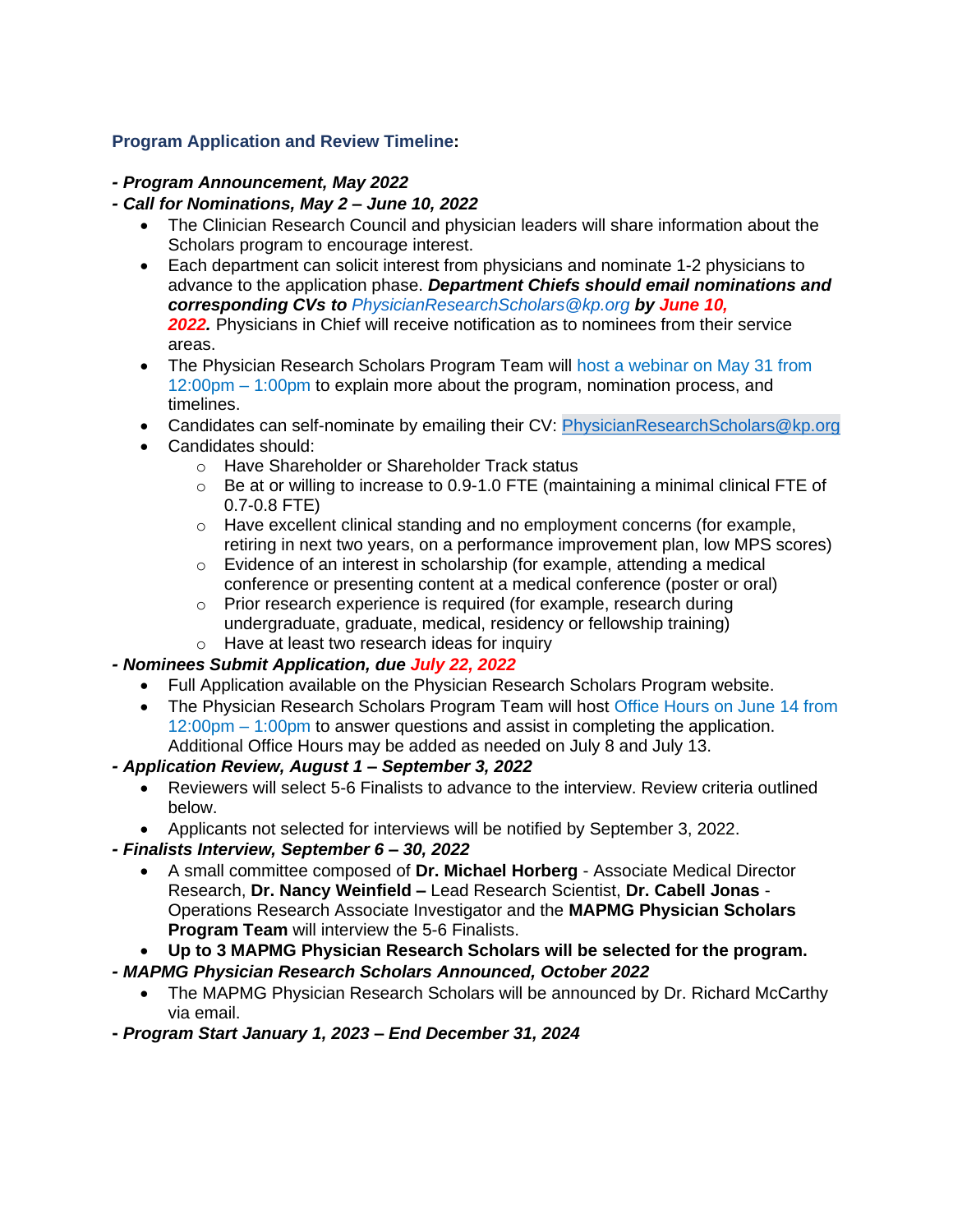## Program Application and Review Timeline:

***- Program Announcement, May 2022***

***- Call for Nominations, May 2 – June 10, 2022***

- The Clinician Research Council and physician leaders will share information about the Scholars program to encourage interest.
- Each department can solicit interest from physicians and nominate 1-2 physicians to advance to the application phase. ***Department Chiefs should email nominations and corresponding CVs to*** PhysicianResearchScholars@kp.org ***by June 10, 2022.*** Physicians in Chief will receive notification as to nominees from their service areas.
- The Physician Research Scholars Program Team will host a webinar on May 31 from 12:00pm – 1:00pm to explain more about the program, nomination process, and timelines.
- Candidates can self-nominate by emailing their CV: PhysicianResearchScholars@kp.org
- Candidates should:
  - Have Shareholder or Shareholder Track status
  - Be at or willing to increase to 0.9-1.0 FTE (maintaining a minimal clinical FTE of 0.7-0.8 FTE)
  - Have excellent clinical standing and no employment concerns (for example, retiring in next two years, on a performance improvement plan, low MPS scores)
  - Evidence of an interest in scholarship (for example, attending a medical conference or presenting content at a medical conference (poster or oral)
  - Prior research experience is required (for example, research during undergraduate, graduate, medical, residency or fellowship training)
  - Have at least two research ideas for inquiry

***- Nominees Submit Application, due July 22, 2022***

- Full Application available on the Physician Research Scholars Program website.
- The Physician Research Scholars Program Team will host Office Hours on June 14 from 12:00pm – 1:00pm to answer questions and assist in completing the application. Additional Office Hours may be added as needed on July 8 and July 13.

***- Application Review, August 1 – September 3, 2022***

- Reviewers will select 5-6 Finalists to advance to the interview. Review criteria outlined below.
- Applicants not selected for interviews will be notified by September 3, 2022.

***- Finalists Interview, September 6 – 30, 2022***

- A small committee composed of **Dr. Michael Horberg** - Associate Medical Director Research, **Dr. Nancy Weinfield –** Lead Research Scientist, **Dr. Cabell Jonas** - Operations Research Associate Investigator and the **MAPMG Physician Scholars Program Team** will interview the 5-6 Finalists.
- **Up to 3 MAPMG Physician Research Scholars will be selected for the program.**

***- MAPMG Physician Research Scholars Announced, October 2022***

- The MAPMG Physician Research Scholars will be announced by Dr. Richard McCarthy via email.

***- Program Start January 1, 2023 – End December 31, 2024***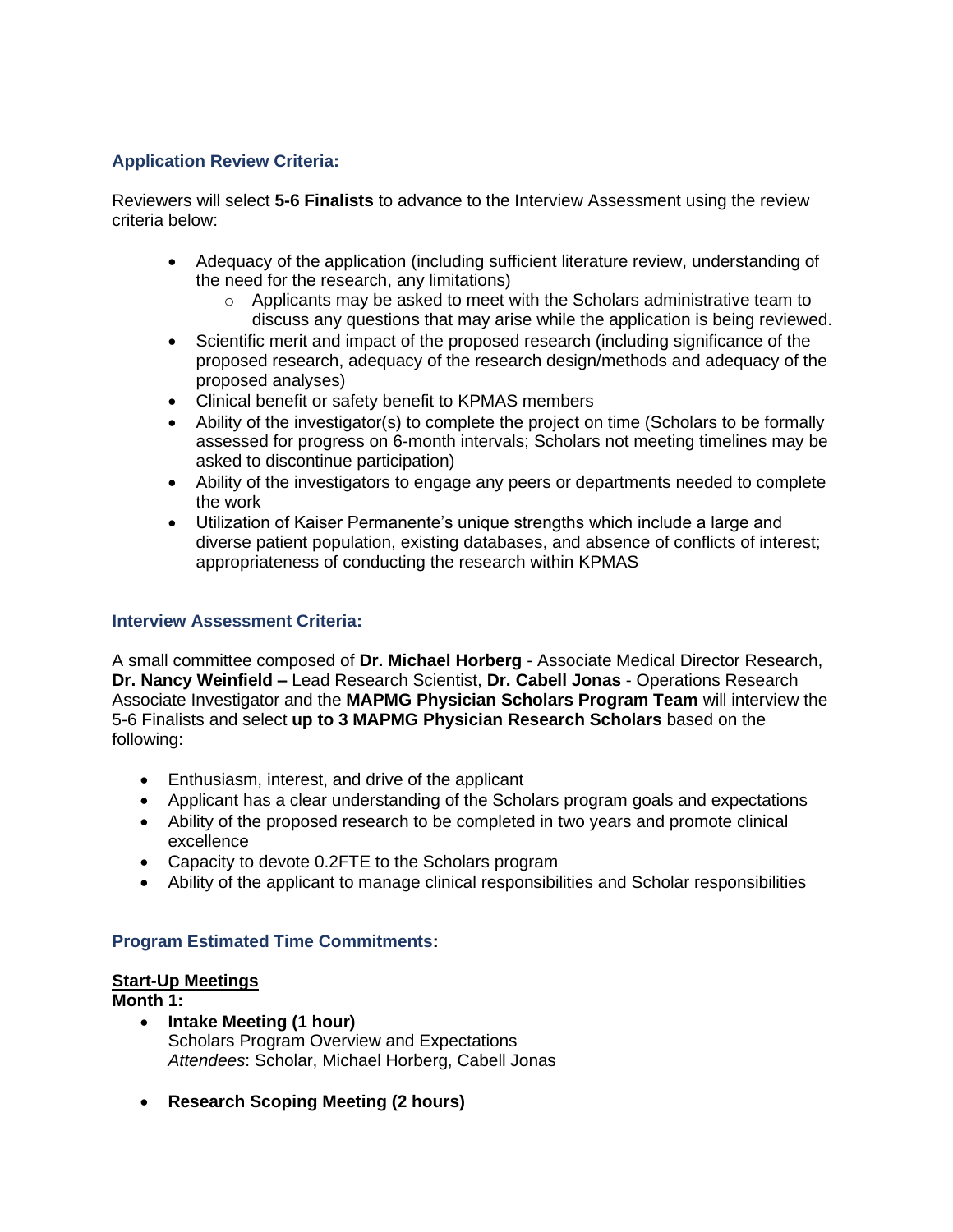### Application Review Criteria:

Reviewers will select **5-6 Finalists** to advance to the Interview Assessment using the review criteria below:

- Adequacy of the application (including sufficient literature review, understanding of the need for the research, any limitations)
  - Applicants may be asked to meet with the Scholars administrative team to discuss any questions that may arise while the application is being reviewed.
- Scientific merit and impact of the proposed research (including significance of the proposed research, adequacy of the research design/methods and adequacy of the proposed analyses)
- Clinical benefit or safety benefit to KPMAS members
- Ability of the investigator(s) to complete the project on time (Scholars to be formally assessed for progress on 6-month intervals; Scholars not meeting timelines may be asked to discontinue participation)
- Ability of the investigators to engage any peers or departments needed to complete the work
- Utilization of Kaiser Permanente's unique strengths which include a large and diverse patient population, existing databases, and absence of conflicts of interest; appropriateness of conducting the research within KPMAS

### Interview Assessment Criteria:

A small committee composed of **Dr. Michael Horberg** - Associate Medical Director Research, **Dr. Nancy Weinfield –** Lead Research Scientist, **Dr. Cabell Jonas** - Operations Research Associate Investigator and the **MAPMG Physician Scholars Program Team** will interview the 5-6 Finalists and select **up to 3 MAPMG Physician Research Scholars** based on the following:

- Enthusiasm, interest, and drive of the applicant
- Applicant has a clear understanding of the Scholars program goals and expectations
- Ability of the proposed research to be completed in two years and promote clinical excellence
- Capacity to devote 0.2FTE to the Scholars program
- Ability of the applicant to manage clinical responsibilities and Scholar responsibilities

### Program Estimated Time Commitments:

**Start-Up Meetings**

**Month 1:**

- **Intake Meeting (1 hour)**
  Scholars Program Overview and Expectations
  *Attendees*: Scholar, Michael Horberg, Cabell Jonas

- **Research Scoping Meeting (2 hours)**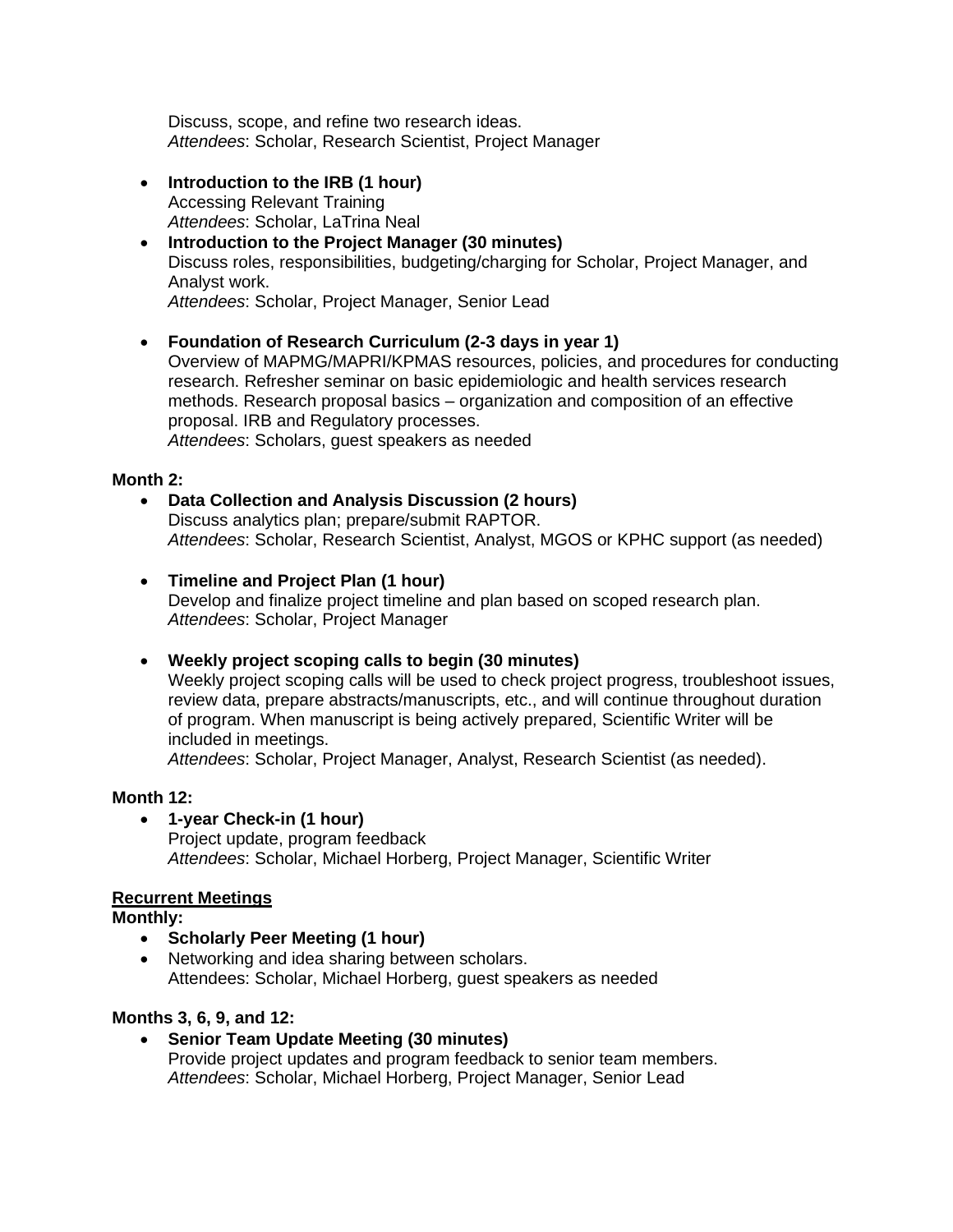Discuss, scope, and refine two research ideas.
*Attendees*: Scholar, Research Scientist, Project Manager

- **Introduction to the IRB (1 hour)**
  Accessing Relevant Training
  *Attendees*: Scholar, LaTrina Neal
- **Introduction to the Project Manager (30 minutes)**
  Discuss roles, responsibilities, budgeting/charging for Scholar, Project Manager, and Analyst work.
  *Attendees*: Scholar, Project Manager, Senior Lead

- **Foundation of Research Curriculum (2-3 days in year 1)**
  Overview of MAPMG/MAPRI/KPMAS resources, policies, and procedures for conducting research. Refresher seminar on basic epidemiologic and health services research methods. Research proposal basics – organization and composition of an effective proposal. IRB and Regulatory processes.
  *Attendees*: Scholars, guest speakers as needed

**Month 2:**

- **Data Collection and Analysis Discussion (2 hours)**
  Discuss analytics plan; prepare/submit RAPTOR.
  *Attendees*: Scholar, Research Scientist, Analyst, MGOS or KPHC support (as needed)

- **Timeline and Project Plan (1 hour)**
  Develop and finalize project timeline and plan based on scoped research plan.
  *Attendees*: Scholar, Project Manager

- **Weekly project scoping calls to begin (30 minutes)**
  Weekly project scoping calls will be used to check project progress, troubleshoot issues, review data, prepare abstracts/manuscripts, etc., and will continue throughout duration of program. When manuscript is being actively prepared, Scientific Writer will be included in meetings.
  *Attendees*: Scholar, Project Manager, Analyst, Research Scientist (as needed).

**Month 12:**

- **1-year Check-in (1 hour)**
  Project update, program feedback
  *Attendees*: Scholar, Michael Horberg, Project Manager, Scientific Writer

**<u>Recurrent Meetings</u>**
**Monthly:**

- **Scholarly Peer Meeting (1 hour)**
- Networking and idea sharing between scholars.
  Attendees: Scholar, Michael Horberg, guest speakers as needed

**Months 3, 6, 9, and 12:**

- **Senior Team Update Meeting (30 minutes)**
  Provide project updates and program feedback to senior team members.
  *Attendees*: Scholar, Michael Horberg, Project Manager, Senior Lead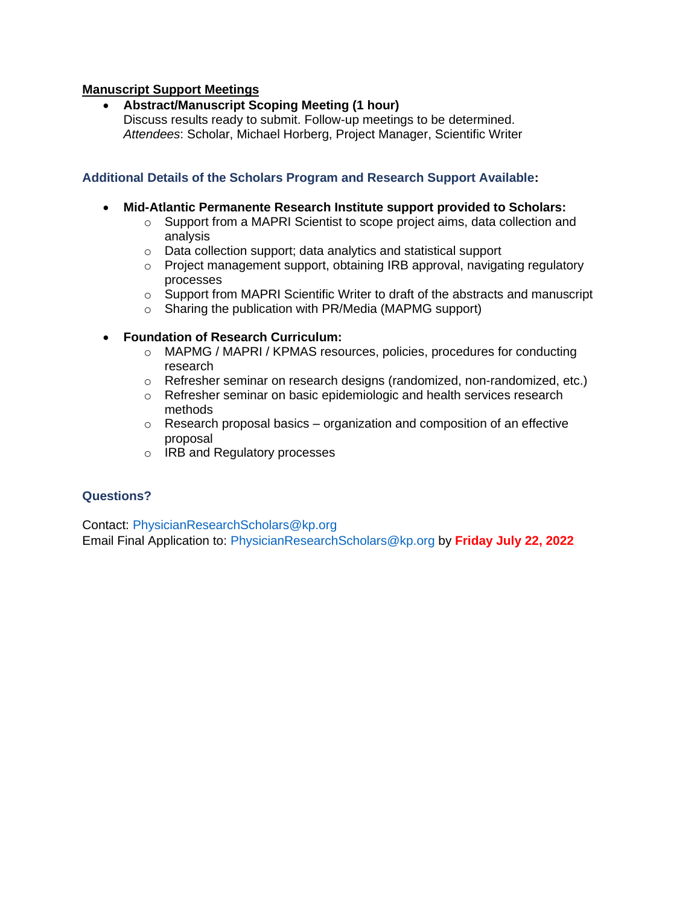**Manuscript Support Meetings**

- **Abstract/Manuscript Scoping Meeting (1 hour)**
  Discuss results ready to submit. Follow-up meetings to be determined.
  *Attendees*: Scholar, Michael Horberg, Project Manager, Scientific Writer

### Additional Details of the Scholars Program and Research Support Available:

- **Mid-Atlantic Permanente Research Institute support provided to Scholars:**
  - Support from a MAPRI Scientist to scope project aims, data collection and analysis
  - Data collection support; data analytics and statistical support
  - Project management support, obtaining IRB approval, navigating regulatory processes
  - Support from MAPRI Scientific Writer to draft of the abstracts and manuscript
  - Sharing the publication with PR/Media (MAPMG support)

- **Foundation of Research Curriculum:**
  - MAPMG / MAPRI / KPMAS resources, policies, procedures for conducting research
  - Refresher seminar on research designs (randomized, non-randomized, etc.)
  - Refresher seminar on basic epidemiologic and health services research methods
  - Research proposal basics – organization and composition of an effective proposal
  - IRB and Regulatory processes

### Questions?

Contact: PhysicianResearchScholars@kp.org
Email Final Application to: PhysicianResearchScholars@kp.org by **Friday July 22, 2022**